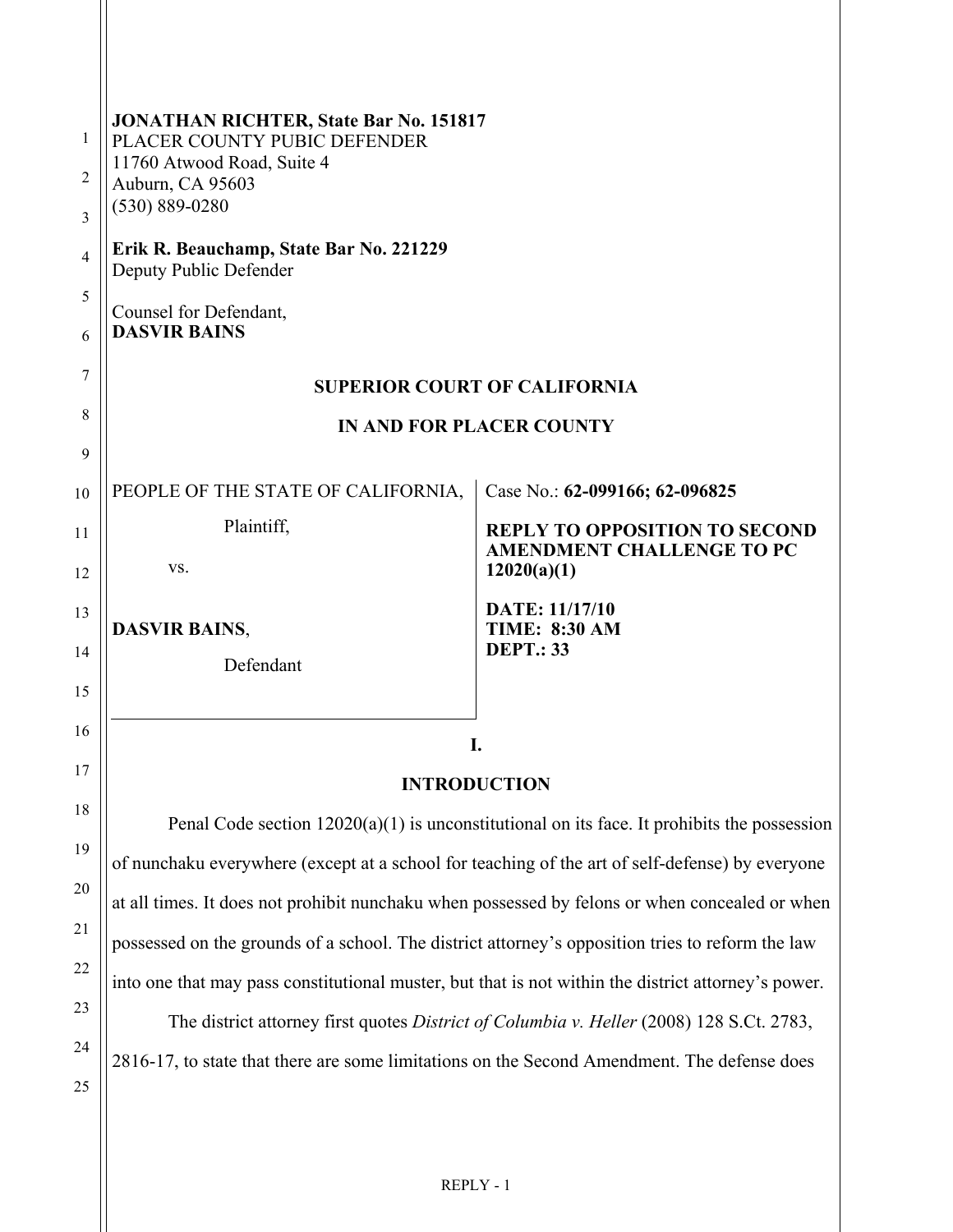**JONATHAN RICHTER, State Bar No. 151817**
PLACER COUNTY PUBIC DEFENDER
11760 Atwood Road, Suite 4
Auburn, CA 95603
(530) 889-0280

**Erik R. Beauchamp, State Bar No. 221229**
Deputy Public Defender

Counsel for Defendant,
**DASVIR BAINS**

**SUPERIOR COURT OF CALIFORNIA**

**IN AND FOR PLACER COUNTY**

| | |
|---|---|
| PEOPLE OF THE STATE OF CALIFORNIA,<br><br>Plaintiff,<br><br>vs.<br><br>**DASVIR BAINS**,<br><br>Defendant | Case No.: **62-099166; 62-096825**<br><br>**REPLY TO OPPOSITION TO SECOND AMENDMENT CHALLENGE TO PC 12020(a)(1)**<br><br>**DATE: 11/17/10**<br>**TIME: 8:30 AM**<br>**DEPT.: 33** |

**I.**

**INTRODUCTION**

Penal Code section 12020(a)(1) is unconstitutional on its face. It prohibits the possession of nunchaku everywhere (except at a school for teaching of the art of self-defense) by everyone at all times. It does not prohibit nunchaku when possessed by felons or when concealed or when possessed on the grounds of a school. The district attorney's opposition tries to reform the law into one that may pass constitutional muster, but that is not within the district attorney's power.

The district attorney first quotes *District of Columbia v. Heller* (2008) 128 S.Ct. 2783, 2816-17, to state that there are some limitations on the Second Amendment. The defense does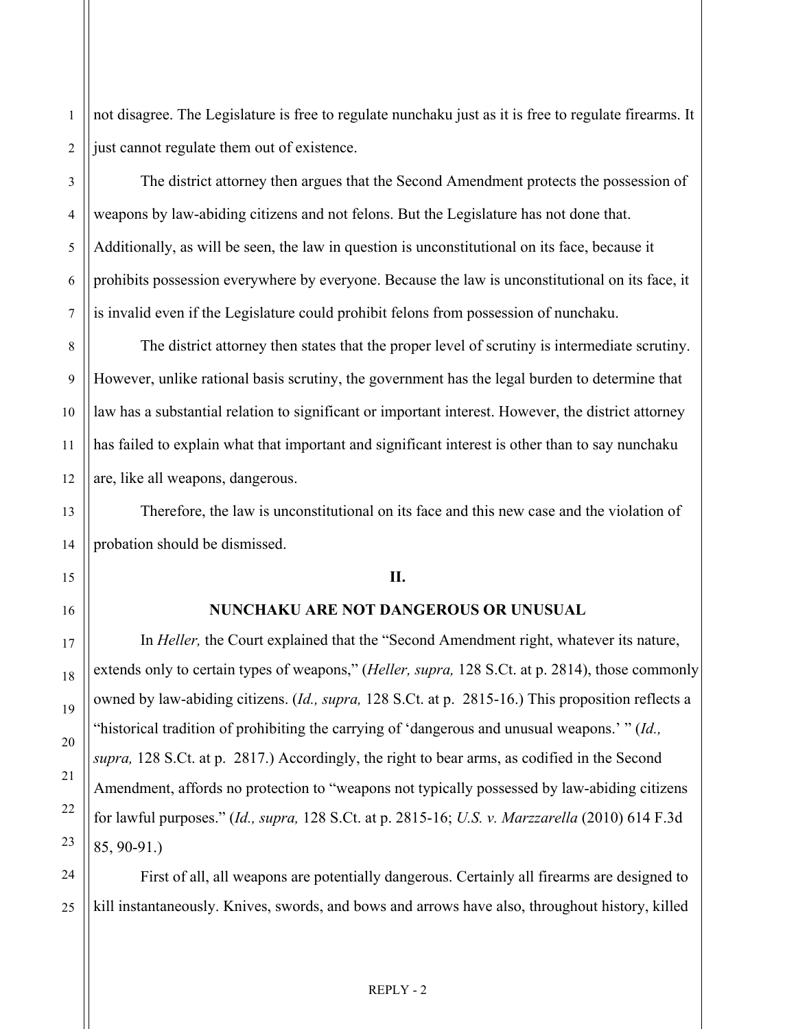not disagree. The Legislature is free to regulate nunchaku just as it is free to regulate firearms. It just cannot regulate them out of existence.

The district attorney then argues that the Second Amendment protects the possession of weapons by law-abiding citizens and not felons. But the Legislature has not done that. Additionally, as will be seen, the law in question is unconstitutional on its face, because it prohibits possession everywhere by everyone. Because the law is unconstitutional on its face, it is invalid even if the Legislature could prohibit felons from possession of nunchaku.

The district attorney then states that the proper level of scrutiny is intermediate scrutiny. However, unlike rational basis scrutiny, the government has the legal burden to determine that law has a substantial relation to significant or important interest. However, the district attorney has failed to explain what that important and significant interest is other than to say nunchaku are, like all weapons, dangerous.

Therefore, the law is unconstitutional on its face and this new case and the violation of probation should be dismissed.

## II.

## NUNCHAKU ARE NOT DANGEROUS OR UNUSUAL

In *Heller,* the Court explained that the "Second Amendment right, whatever its nature, extends only to certain types of weapons," (*Heller, supra,* 128 S.Ct. at p. 2814), those commonly owned by law-abiding citizens. (*Id., supra,* 128 S.Ct. at p. 2815-16.) This proposition reflects a "historical tradition of prohibiting the carrying of 'dangerous and unusual weapons.' " (*Id., supra,* 128 S.Ct. at p. 2817.) Accordingly, the right to bear arms, as codified in the Second Amendment, affords no protection to "weapons not typically possessed by law-abiding citizens for lawful purposes." (*Id., supra,* 128 S.Ct. at p. 2815-16; *U.S. v. Marzzarella* (2010) 614 F.3d 85, 90-91.)

First of all, all weapons are potentially dangerous. Certainly all firearms are designed to kill instantaneously. Knives, swords, and bows and arrows have also, throughout history, killed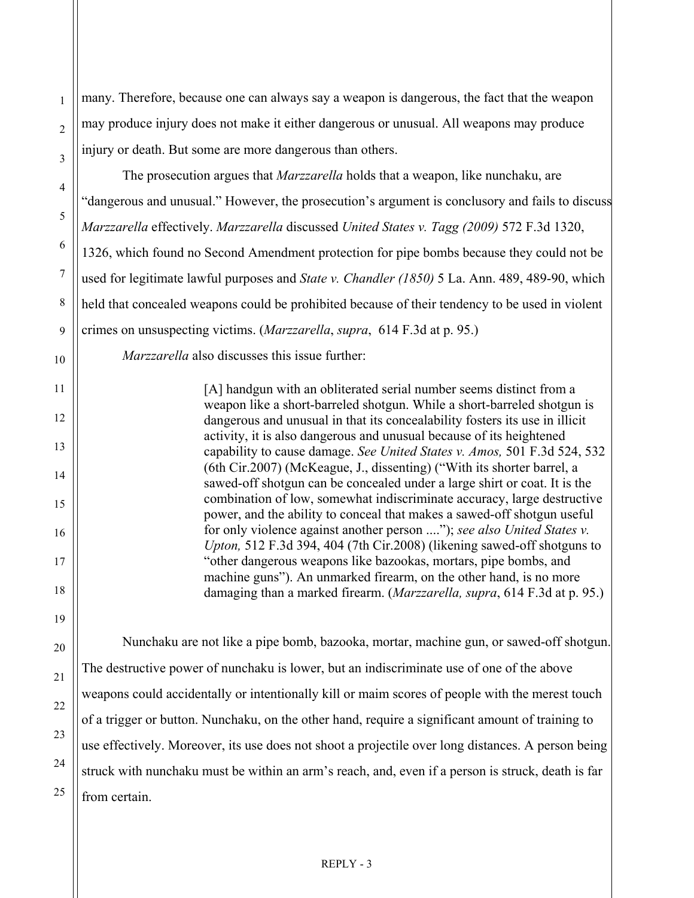many. Therefore, because one can always say a weapon is dangerous, the fact that the weapon may produce injury does not make it either dangerous or unusual. All weapons may produce injury or death. But some are more dangerous than others.

The prosecution argues that *Marzzarella* holds that a weapon, like nunchaku, are "dangerous and unusual." However, the prosecution's argument is conclusory and fails to discuss *Marzzarella* effectively. *Marzzarella* discussed *United States v. Tagg (2009)* 572 F.3d 1320, 1326, which found no Second Amendment protection for pipe bombs because they could not be used for legitimate lawful purposes and *State v. Chandler (1850)* 5 La. Ann. 489, 489-90, which held that concealed weapons could be prohibited because of their tendency to be used in violent crimes on unsuspecting victims. (*Marzzarella*, *supra*, 614 F.3d at p. 95.)

*Marzzarella* also discusses this issue further:

> [A] handgun with an obliterated serial number seems distinct from a weapon like a short-barreled shotgun. While a short-barreled shotgun is dangerous and unusual in that its concealability fosters its use in illicit activity, it is also dangerous and unusual because of its heightened capability to cause damage. *See United States v. Amos,* 501 F.3d 524, 532 (6th Cir.2007) (McKeague, J., dissenting) ("With its shorter barrel, a sawed-off shotgun can be concealed under a large shirt or coat. It is the combination of low, somewhat indiscriminate accuracy, large destructive power, and the ability to conceal that makes a sawed-off shotgun useful for only violence against another person ...."); *see also United States v. Upton,* 512 F.3d 394, 404 (7th Cir.2008) (likening sawed-off shotguns to "other dangerous weapons like bazookas, mortars, pipe bombs, and machine guns"). An unmarked firearm, on the other hand, is no more damaging than a marked firearm. (*Marzzarella, supra*, 614 F.3d at p. 95.)

Nunchaku are not like a pipe bomb, bazooka, mortar, machine gun, or sawed-off shotgun. The destructive power of nunchaku is lower, but an indiscriminate use of one of the above weapons could accidentally or intentionally kill or maim scores of people with the merest touch of a trigger or button. Nunchaku, on the other hand, require a significant amount of training to use effectively. Moreover, its use does not shoot a projectile over long distances. A person being struck with nunchaku must be within an arm's reach, and, even if a person is struck, death is far from certain.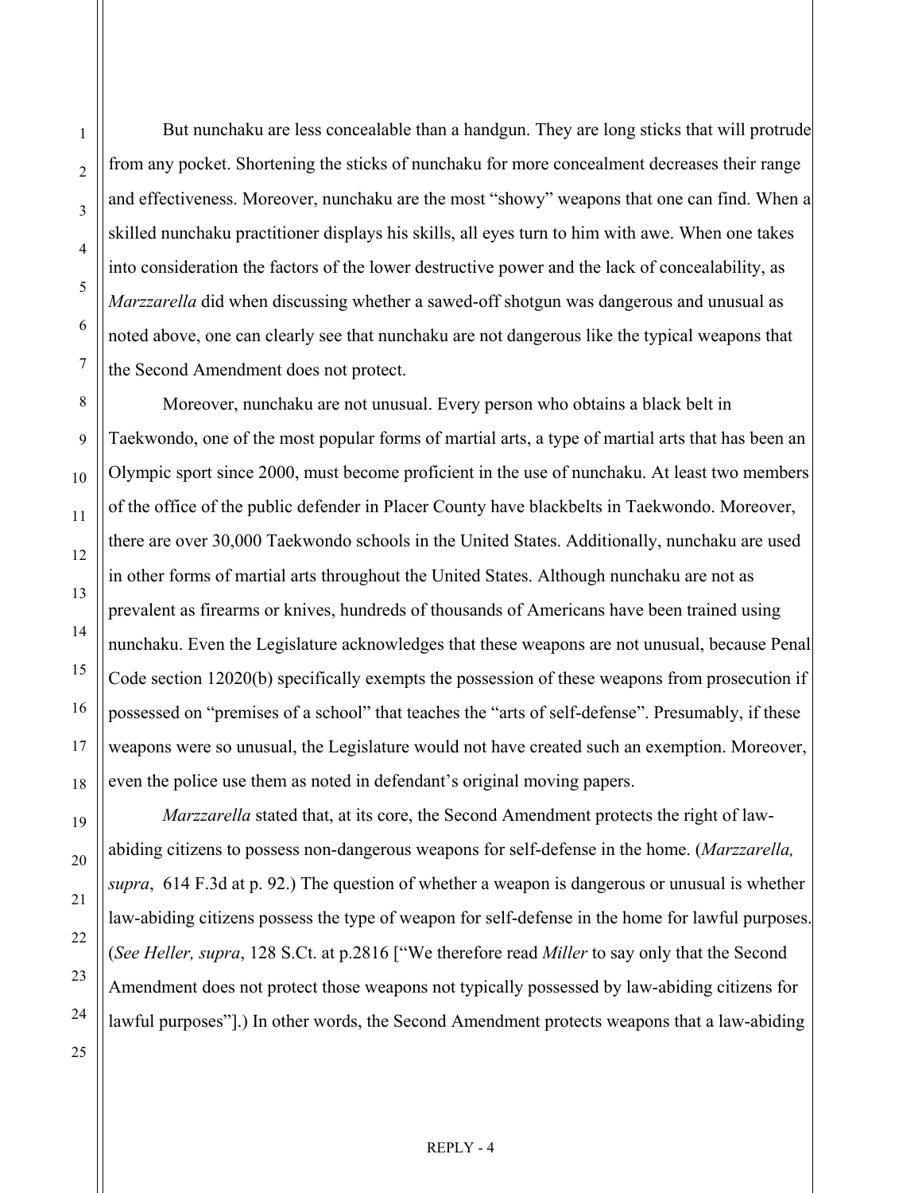But nunchaku are less concealable than a handgun. They are long sticks that will protrude from any pocket. Shortening the sticks of nunchaku for more concealment decreases their range and effectiveness. Moreover, nunchaku are the most "showy" weapons that one can find. When a skilled nunchaku practitioner displays his skills, all eyes turn to him with awe. When one takes into consideration the factors of the lower destructive power and the lack of concealability, as *Marzzarella* did when discussing whether a sawed-off shotgun was dangerous and unusual as noted above, one can clearly see that nunchaku are not dangerous like the typical weapons that the Second Amendment does not protect.

Moreover, nunchaku are not unusual. Every person who obtains a black belt in Taekwondo, one of the most popular forms of martial arts, a type of martial arts that has been an Olympic sport since 2000, must become proficient in the use of nunchaku. At least two members of the office of the public defender in Placer County have blackbelts in Taekwondo. Moreover, there are over 30,000 Taekwondo schools in the United States. Additionally, nunchaku are used in other forms of martial arts throughout the United States. Although nunchaku are not as prevalent as firearms or knives, hundreds of thousands of Americans have been trained using nunchaku. Even the Legislature acknowledges that these weapons are not unusual, because Penal Code section 12020(b) specifically exempts the possession of these weapons from prosecution if possessed on "premises of a school" that teaches the "arts of self-defense". Presumably, if these weapons were so unusual, the Legislature would not have created such an exemption. Moreover, even the police use them as noted in defendant's original moving papers.

*Marzzarella* stated that, at its core, the Second Amendment protects the right of law-abiding citizens possess non-dangerous weapons for self-defense in the home. (*Marzzarella, supra*, 614 F.3d at p. 92.) The question of whether a weapon is dangerous or unusual is whether law-abiding citizens possess the type of weapon for self-defense in the home for lawful purposes. (*See Heller, supra*, 128 S.Ct. at p.2816 ["We therefore read *Miller* to say only that the Second Amendment does not protect those weapons not typically possessed by law-abiding citizens for lawful purposes"].) In other words, the Second Amendment protects weapons that a law-abiding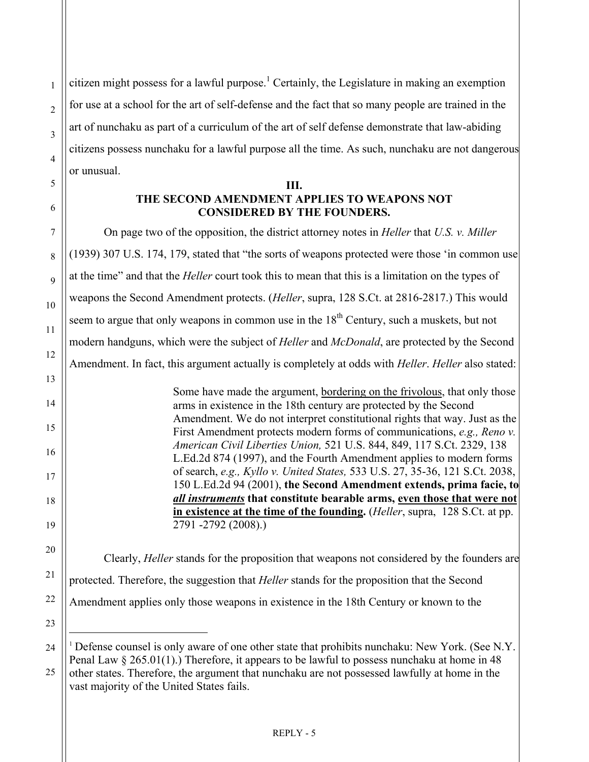citizen might possess for a lawful purpose.[1] Certainly, the Legislature in making an exemption for use at a school for the art of self-defense and the fact that so many people are trained in the art of nunchaku as part of a curriculum of the art of self defense demonstrate that law-abiding citizens possess nunchaku for a lawful purpose all the time. As such, nunchaku are not dangerous or unusual.

**III.**
**THE SECOND AMENDMENT APPLIES TO WEAPONS NOT CONSIDERED BY THE FOUNDERS.**

On page two of the opposition, the district attorney notes in *Heller* that *U.S. v. Miller* (1939) 307 U.S. 174, 179, stated that "the sorts of weapons protected were those 'in common use at the time" and that the *Heller* court took this to mean that this is a limitation on the types of weapons the Second Amendment protects. (*Heller*, supra, 128 S.Ct. at 2816-2817.) This would seem to argue that only weapons in common use in the 18th Century, such a muskets, but not modern handguns, which were the subject of *Heller* and *McDonald*, are protected by the Second Amendment. In fact, this argument actually is completely at odds with *Heller*. *Heller* also stated:

> Some have made the argument, <u>bordering on the frivolous</u>, that only those arms in existence in the 18th century are protected by the Second Amendment. We do not interpret constitutional rights that way. Just as the First Amendment protects modern forms of communications, *e.g., Reno v. American Civil Liberties Union,* 521 U.S. 844, 849, 117 S.Ct. 2329, 138 L.Ed.2d 874 (1997), and the Fourth Amendment applies to modern forms of search, *e.g., Kyllo v. United States,* 533 U.S. 27, 35-36, 121 S.Ct. 2038, 150 L.Ed.2d 94 (2001), **the Second Amendment extends, prima facie, to *<u>all instruments</u>* that constitute bearable arms, <u>even those that were not in existence at the time of the founding</u>.** (*Heller*, supra, 128 S.Ct. at pp. 2791 -2792 (2008).)

Clearly, *Heller* stands for the proposition that weapons not considered by the founders are protected. Therefore, the suggestion that *Heller* stands for the proposition that the Second Amendment applies only those weapons in existence in the 18th Century or known to the

---

[1] Defense counsel is only aware of one other state that prohibits nunchaku: New York. (See N.Y. Penal Law § 265.01(1).) Therefore, it appears to be lawful to possess nunchaku at home in 48 other states. Therefore, the argument that nunchaku are not possessed lawfully at home in the vast majority of the United States fails.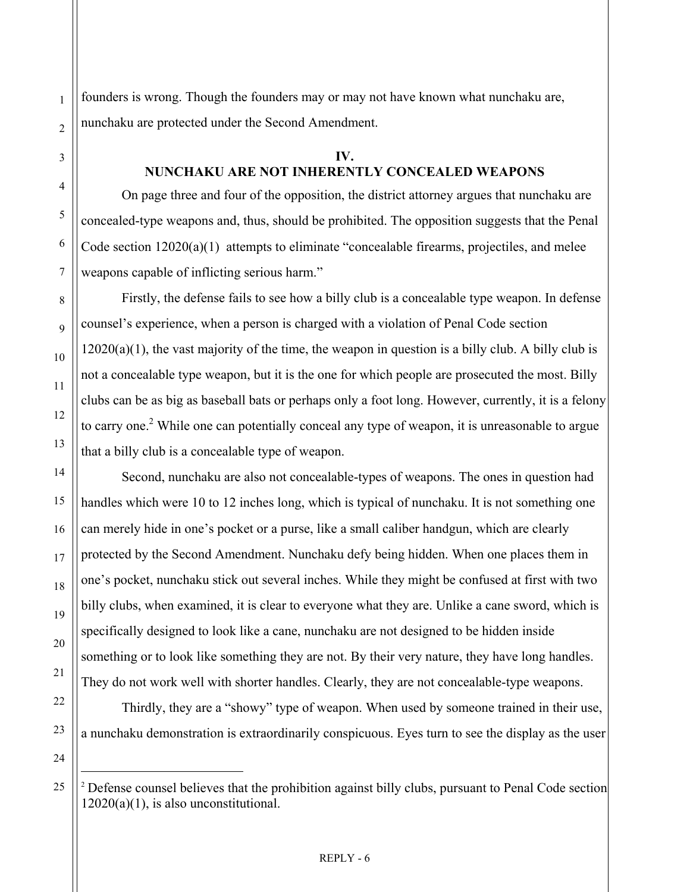founders is wrong. Though the founders may or may not have known what nunchaku are, nunchaku are protected under the Second Amendment.

## IV.
## NUNCHAKU ARE NOT INHERENTLY CONCEALED WEAPONS

On page three and four of the opposition, the district attorney argues that nunchaku are concealed-type weapons and, thus, should be prohibited. The opposition suggests that the Penal Code section 12020(a)(1) attempts to eliminate "concealable firearms, projectiles, and melee weapons capable of inflicting serious harm."

Firstly, the defense fails to see how a billy club is a concealable type weapon. In defense counsel's experience, when a person is charged with a violation of Penal Code section 12020(a)(1), the vast majority of the time, the weapon in question is a billy club. A billy club is not a concealable type weapon, but it is the one for which people are prosecuted the most. Billy clubs can be as big as baseball bats or perhaps only a foot long. However, currently, it is a felony to carry one.[2] While one can potentially conceal any type of weapon, it is unreasonable to argue that a billy club is a concealable type of weapon.

Second, nunchaku are also not concealable-types of weapons. The ones in question had handles which were 10 to 12 inches long, which is typical of nunchaku. It is not something one can merely hide in one's pocket or a purse, like a small caliber handgun, which are clearly protected by the Second Amendment. Nunchaku defy being hidden. When one places them in one's pocket, nunchaku stick out several inches. While they might be confused at first with two billy clubs, when examined, it is clear to everyone what they are. Unlike a cane sword, which is specifically designed to look like a cane, nunchaku are not designed to be hidden inside something or to look like something they are not. By their very nature, they have long handles. They do not work well with shorter handles. Clearly, they are not concealable-type weapons.

Thirdly, they are a "showy" type of weapon. When used by someone trained in their use, a nunchaku demonstration is extraordinarily conspicuous. Eyes turn to see the display as the user

---

[2] Defense counsel believes that the prohibition against billy clubs, pursuant to Penal Code section 12020(a)(1), is also unconstitutional.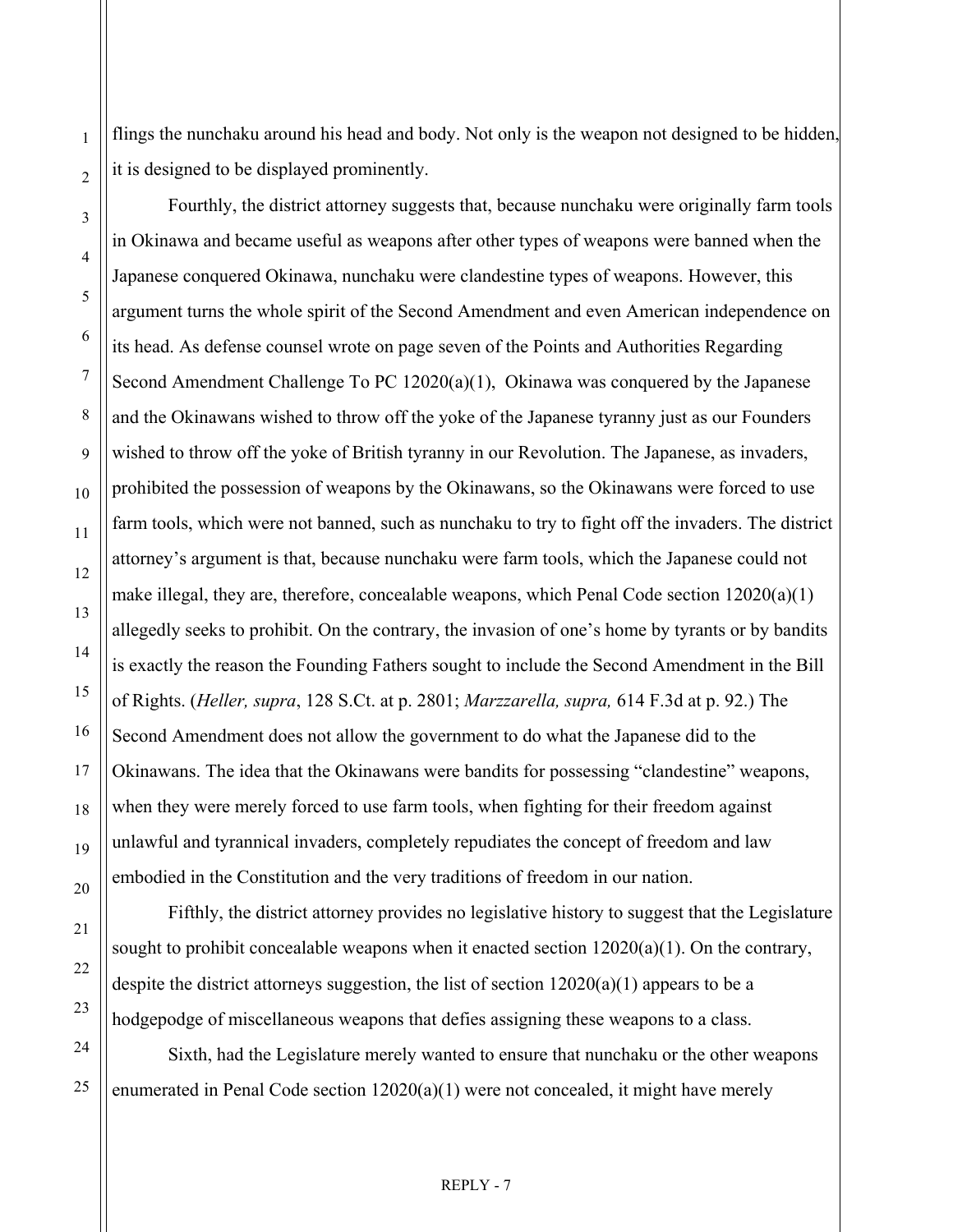flings the nunchaku around his head and body. Not only is the weapon not designed to be hidden, it is designed to be displayed prominently.

Fourthly, the district attorney suggests that, because nunchaku were originally farm tools in Okinawa and became useful as weapons after other types of weapons were banned when the Japanese conquered Okinawa, nunchaku were clandestine types of weapons. However, this argument turns the whole spirit of the Second Amendment and even American independence on its head. As defense counsel wrote on page seven of the Points and Authorities Regarding Second Amendment Challenge To PC 12020(a)(1), Okinawa was conquered by the Japanese and the Okinawans wished to throw off the yoke of the Japanese tyranny just as our Founders wished to throw off the yoke of British tyranny in our Revolution. The Japanese, as invaders, prohibited the possession of weapons by the Okinawans, so the Okinawans were forced to use farm tools, which were not banned, such as nunchaku to try to fight off the invaders. The district attorney's argument is that, because nunchaku were farm tools, which the Japanese could not make illegal, they are, therefore, concealable weapons, which Penal Code section 12020(a)(1) allegedly seeks to prohibit. On the contrary, the invasion of one's home by tyrants or by bandits is exactly the reason the Founding Fathers sought to include the Second Amendment in the Bill of Rights. (*Heller, supra*, 128 S.Ct. at p. 2801; *Marzzarella, supra,* 614 F.3d at p. 92.) The Second Amendment does not allow the government to do what the Japanese did to the Okinawans. The idea that the Okinawans were bandits for possessing "clandestine" weapons, when they were merely forced to use farm tools, when fighting for their freedom against unlawful and tyrannical invaders, completely repudiates the concept of freedom and law embodied in the Constitution and the very traditions of freedom in our nation.

Fifthly, the district attorney provides no legislative history to suggest that the Legislature sought to prohibit concealable weapons when it enacted section 12020(a)(1). On the contrary, despite the district attorneys suggestion, the list of section 12020(a)(1) appears to be a hodgepodge of miscellaneous weapons that defies assigning these weapons to a class.

Sixth, had the Legislature merely wanted to ensure that nunchaku or the other weapons enumerated in Penal Code section 12020(a)(1) were not concealed, it might have merely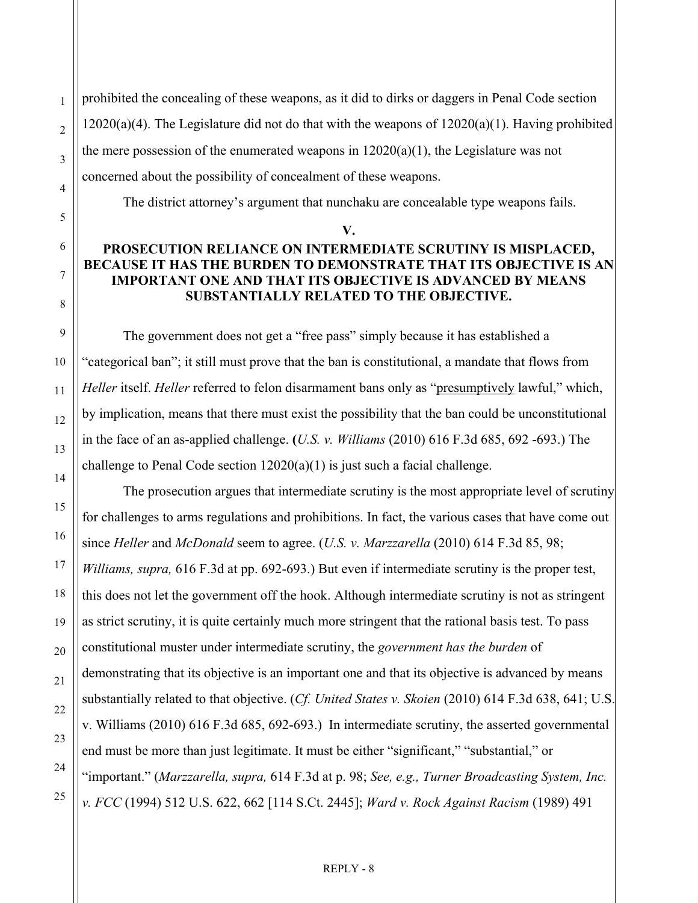prohibited the concealing of these weapons, as it did to dirks or daggers in Penal Code section 12020(a)(4). The Legislature did not do that with the weapons of 12020(a)(1). Having prohibited the mere possession of the enumerated weapons in 12020(a)(1), the Legislature was not concerned about the possibility of concealment of these weapons.

The district attorney's argument that nunchaku are concealable type weapons fails.

**V.**

**PROSECUTION RELIANCE ON INTERMEDIATE SCRUTINY IS MISPLACED, BECAUSE IT HAS THE BURDEN TO DEMONSTRATE THAT ITS OBJECTIVE IS AN IMPORTANT ONE AND THAT ITS OBJECTIVE IS ADVANCED BY MEANS SUBSTANTIALLY RELATED TO THE OBJECTIVE.**

The government does not get a "free pass" simply because it has established a "categorical ban"; it still must prove that the ban is constitutional, a mandate that flows from *Heller* itself. *Heller* referred to felon disarmament bans only as "presumptively lawful," which, by implication, means that there must exist the possibility that the ban could be unconstitutional in the face of an as-applied challenge. (*U.S. v. Williams* (2010) 616 F.3d 685, 692 -693.) The challenge to Penal Code section 12020(a)(1) is just such a facial challenge.

The prosecution argues that intermediate scrutiny is the most appropriate level of scrutiny for challenges to arms regulations and prohibitions. In fact, the various cases that have come out since *Heller* and *McDonald* seem to agree. (*U.S. v. Marzzarella* (2010) 614 F.3d 85, 98; *Williams, supra,* 616 F.3d at pp. 692-693.) But even if intermediate scrutiny is the proper test, this does not let the government off the hook. Although intermediate scrutiny is not as stringent as strict scrutiny, it is quite certainly much more stringent that the rational basis test. To pass constitutional muster under intermediate scrutiny, the *government has the burden* of demonstrating that its objective is an important one and that its objective is advanced by means substantially related to that objective. (*Cf. United States v. Skoien* (2010) 614 F.3d 638, 641; U.S. v. Williams (2010) 616 F.3d 685, 692-693.) In intermediate scrutiny, the asserted governmental end must be more than just legitimate. It must be either "significant," "substantial," or "important." (*Marzzarella, supra,* 614 F.3d at p. 98; *See, e.g., Turner Broadcasting System, Inc. v. FCC* (1994) 512 U.S. 622, 662 [114 S.Ct. 2445]; *Ward v. Rock Against Racism* (1989) 491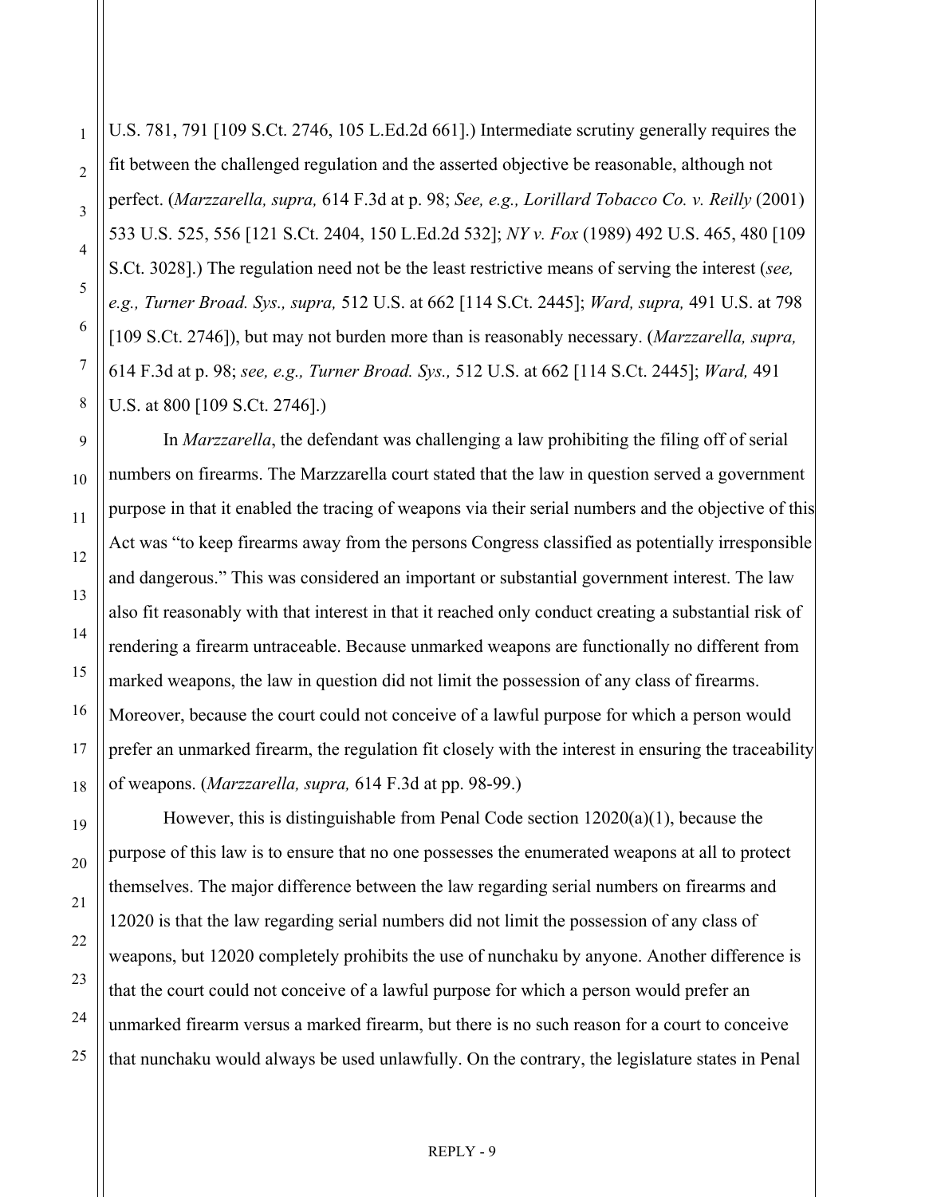U.S. 781, 791 [109 S.Ct. 2746, 105 L.Ed.2d 661].) Intermediate scrutiny generally requires the fit between the challenged regulation and the asserted objective be reasonable, although not perfect. (*Marzzarella, supra,* 614 F.3d at p. 98; *See, e.g., Lorillard Tobacco Co. v. Reilly* (2001) 533 U.S. 525, 556 [121 S.Ct. 2404, 150 L.Ed.2d 532]; *NY v. Fox* (1989) 492 U.S. 465, 480 [109 S.Ct. 3028].) The regulation need not be the least restrictive means of serving the interest (*see, e.g., Turner Broad. Sys., supra,* 512 U.S. at 662 [114 S.Ct. 2445]; *Ward, supra,* 491 U.S. at 798 [109 S.Ct. 2746]), but may not burden more than is reasonably necessary. (*Marzzarella, supra,* 614 F.3d at p. 98; *see, e.g., Turner Broad. Sys.,* 512 U.S. at 662 [114 S.Ct. 2445]; *Ward,* 491 U.S. at 800 [109 S.Ct. 2746].)

In *Marzzarella*, the defendant was challenging a law prohibiting the filing off of serial numbers on firearms. The Marzzarella court stated that the law in question served a government purpose in that it enabled the tracing of weapons via their serial numbers and the objective of this Act was "to keep firearms away from the persons Congress classified as potentially irresponsible and dangerous." This was considered an important or substantial government interest. The law also fit reasonably with that interest in that it reached only conduct creating a substantial risk of rendering a firearm untraceable. Because unmarked weapons are functionally no different from marked weapons, the law in question did not limit the possession of any class of firearms. Moreover, because the court could not conceive of a lawful purpose for which a person would prefer an unmarked firearm, the regulation fit closely with the interest in ensuring the traceability of weapons. (*Marzzarella, supra,* 614 F.3d at pp. 98-99.)

However, this is distinguishable from Penal Code section 12020(a)(1), because the purpose of this law is to ensure that no one possesses the enumerated weapons at all to protect themselves. The major difference between the law regarding serial numbers on firearms and 12020 is that the law regarding serial numbers did not limit the possession of any class of weapons, but 12020 completely prohibits the use of nunchaku by anyone. Another difference is that the court could not conceive of a lawful purpose for which a person would prefer an unmarked firearm versus a marked firearm, but there is no such reason for a court to conceive that nunchaku would always be used unlawfully. On the contrary, the legislature states in Penal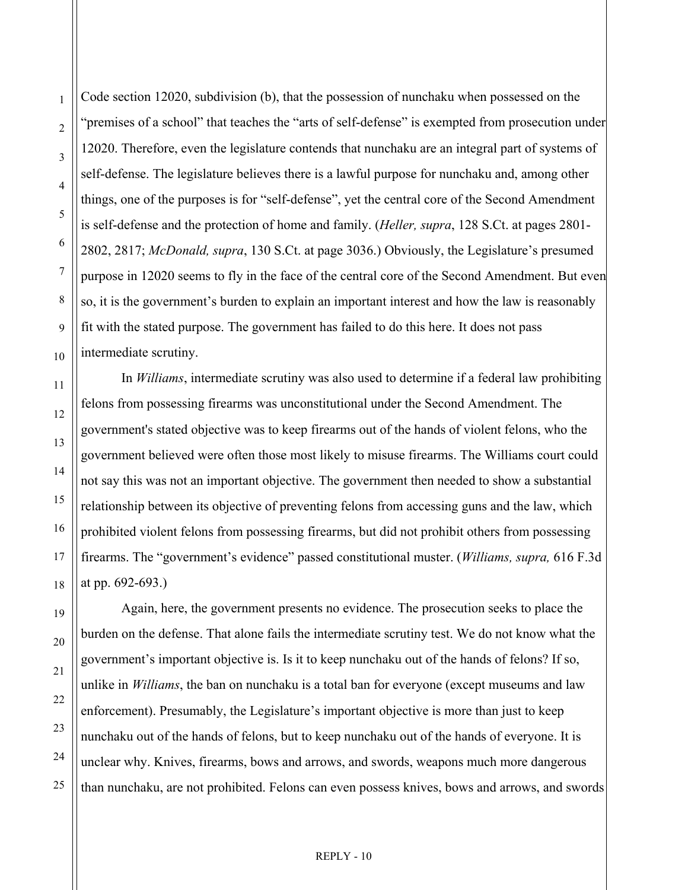Code section 12020, subdivision (b), that the possession of nunchaku when possessed on the "premises of a school" that teaches the "arts of self-defense" is exempted from prosecution under 12020. Therefore, even the legislature contends that nunchaku are an integral part of systems of self-defense. The legislature believes there is a lawful purpose for nunchaku and, among other things, one of the purposes is for "self-defense", yet the central core of the Second Amendment is self-defense and the protection of home and family. (*Heller, supra*, 128 S.Ct. at pages 2801-2802, 2817; *McDonald, supra*, 130 S.Ct. at page 3036.) Obviously, the Legislature's presumed purpose in 12020 seems to fly in the face of the central core of the Second Amendment. But even so, it is the government's burden to explain an important interest and how the law is reasonably fit with the stated purpose. The government has failed to do this here. It does not pass intermediate scrutiny.

In *Williams*, intermediate scrutiny was also used to determine if a federal law prohibiting felons from possessing firearms was unconstitutional under the Second Amendment. The government's stated objective was to keep firearms out of the hands of violent felons, who the government believed were often those most likely to misuse firearms. The Williams court could not say this was not an important objective. The government then needed to show a substantial relationship between its objective of preventing felons from accessing guns and the law, which prohibited violent felons from possessing firearms, but did not prohibit others from possessing firearms. The "government's evidence" passed constitutional muster. (*Williams, supra,* 616 F.3d at pp. 692-693.)

Again, here, the government presents no evidence. The prosecution seeks to place the burden on the defense. That alone fails the intermediate scrutiny test. We do not know what the government's important objective is. Is it to keep nunchaku out of the hands of felons? If so, unlike in *Williams*, the ban on nunchaku is a total ban for everyone (except museums and law enforcement). Presumably, the Legislature's important objective is more than just to keep nunchaku out of the hands of felons, but to keep nunchaku out of the hands of everyone. It is unclear why. Knives, firearms, bows and arrows, and swords, weapons much more dangerous than nunchaku, are not prohibited. Felons can even possess knives, bows and arrows, and swords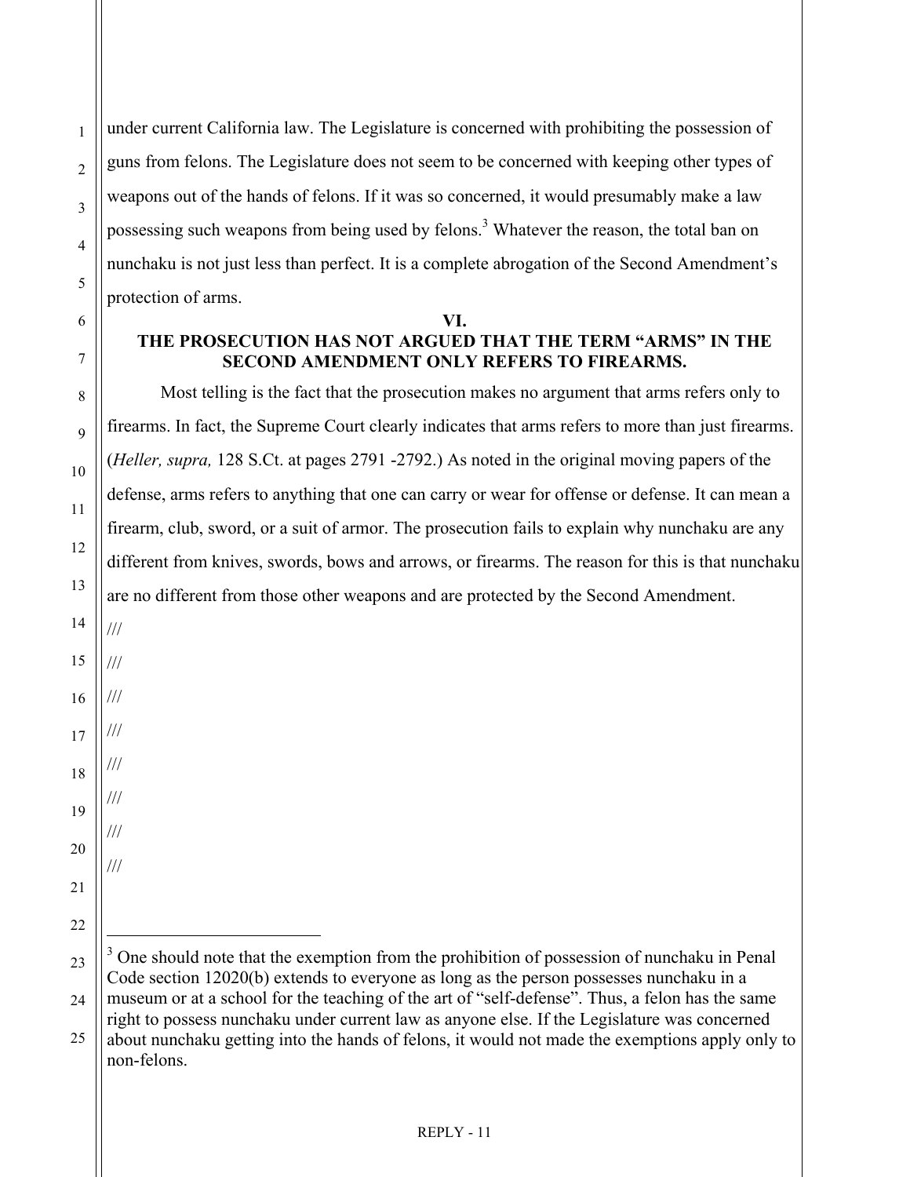under current California law. The Legislature is concerned with prohibiting the possession of guns from felons. The Legislature does not seem to be concerned with keeping other types of weapons out of the hands of felons. If it was so concerned, it would presumably make a law possessing such weapons from being used by felons.[3] Whatever the reason, the total ban on nunchaku is not just less than perfect. It is a complete abrogation of the Second Amendment's protection of arms.

## VI.
## THE PROSECUTION HAS NOT ARGUED THAT THE TERM "ARMS" IN THE SECOND AMENDMENT ONLY REFERS TO FIREARMS.

Most telling is the fact that the prosecution makes no argument that arms refers only to firearms. In fact, the Supreme Court clearly indicates that arms refers to more than just firearms. (*Heller, supra,* 128 S.Ct. at pages 2791 -2792.) As noted in the original moving papers of the defense, arms refers to anything that one can carry or wear for offense or defense. It can mean a firearm, club, sword, or a suit of armor. The prosecution fails to explain why nunchaku are any different from knives, swords, bows and arrows, or firearms. The reason for this is that nunchaku are no different from those other weapons and are protected by the Second Amendment.

///

///

///

///

///

///

///

///

---

[3] One should note that the exemption from the prohibition of possession of nunchaku in Penal Code section 12020(b) extends to everyone as long as the person possesses nunchaku in a museum or at a school for the teaching of the art of "self-defense". Thus, a felon has the same right to possess nunchaku under current law as anyone else. If the Legislature was concerned about nunchaku getting into the hands of felons, it would not made the exemptions apply only to non-felons.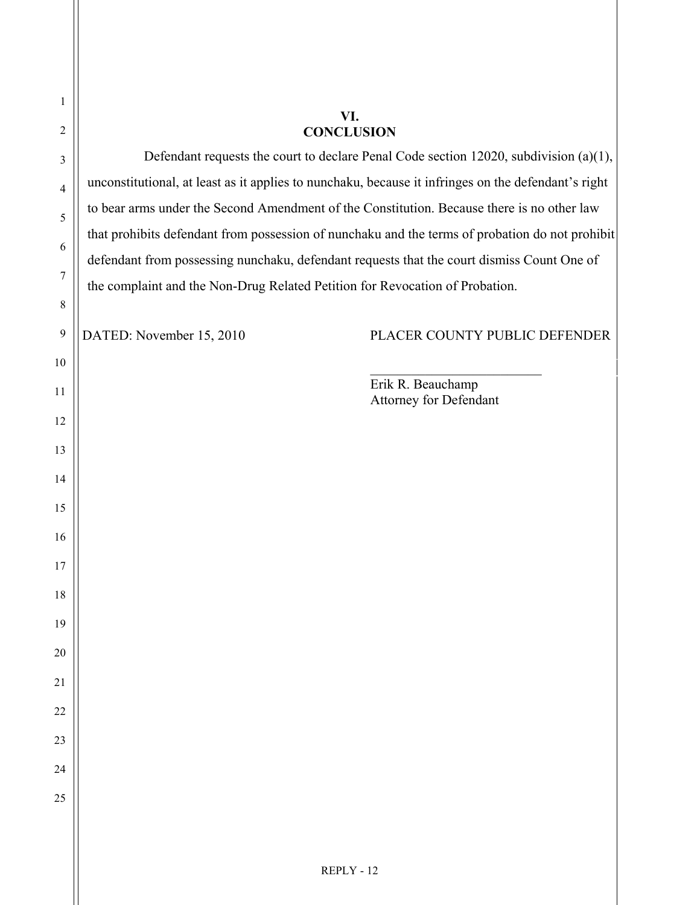## VI.
## CONCLUSION

Defendant requests the court to declare Penal Code section 12020, subdivision (a)(1), unconstitutional, at least as it applies to nunchaku, because it infringes on the defendant's right to bear arms under the Second Amendment of the Constitution. Because there is no other law that prohibits defendant from possession of nunchaku and the terms of probation do not prohibit defendant from possessing nunchaku, defendant requests that the court dismiss Count One of the complaint and the Non-Drug Related Petition for Revocation of Probation.

DATED: November 15, 2010

PLACER COUNTY PUBLIC DEFENDER

\_\_\_\_\_\_\_\_\_\_\_\_\_\_\_\_\_\_\_\_\_\_\_\_\_\_

Erik R. Beauchamp
Attorney for Defendant